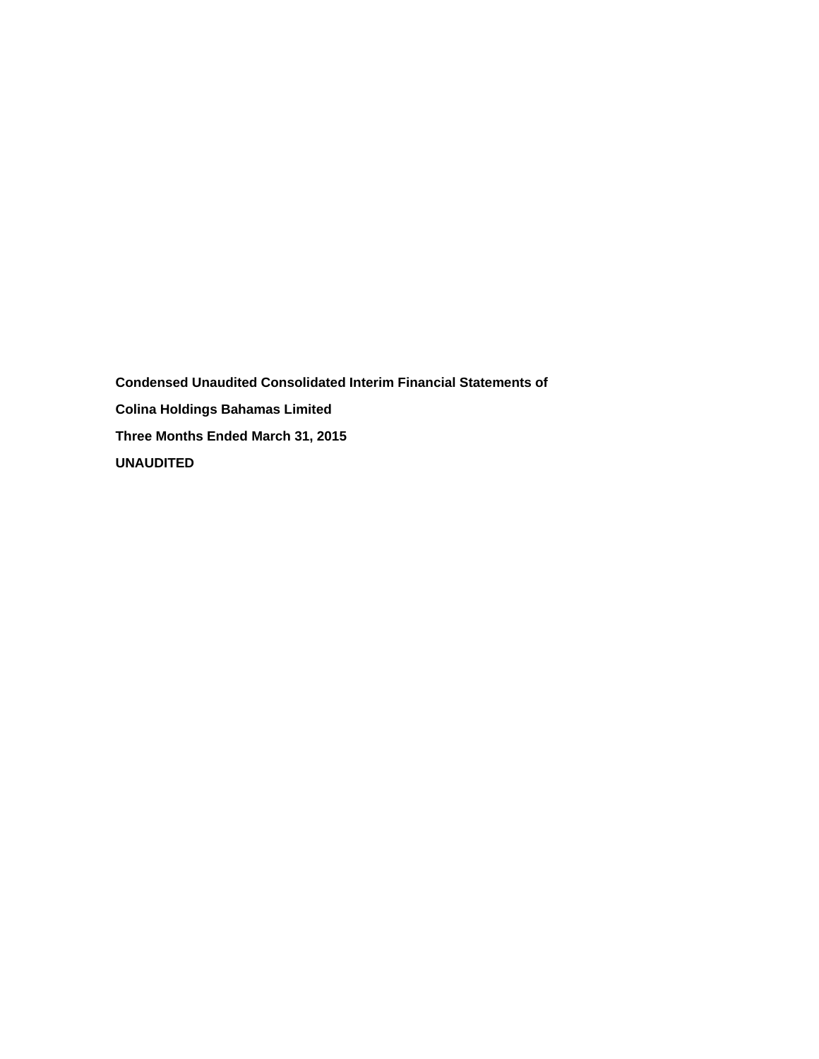**Condensed Unaudited Consolidated Interim Financial Statements of**

**Colina Holdings Bahamas Limited**

**Three Months Ended March 31, 2015**

**UNAUDITED**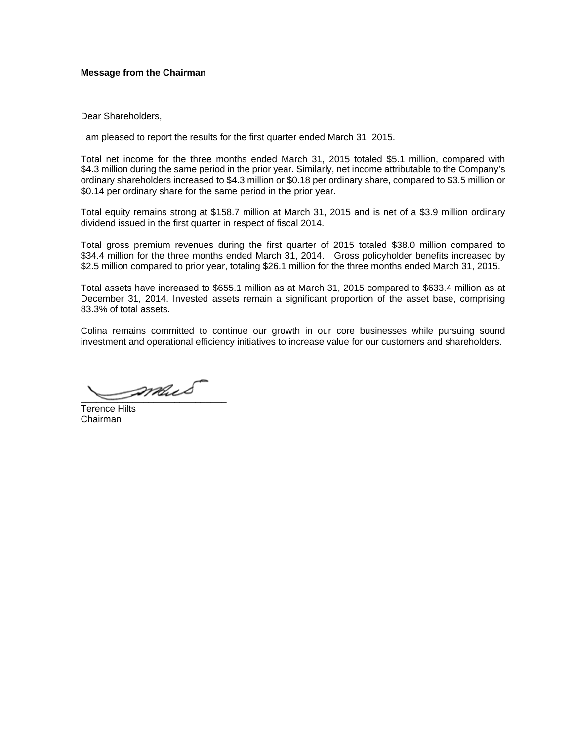**Message from the Chairman**

Dear Shareholders,

I am pleased to report the results for the first quarter ended March 31, 2015.

Total net income for the three months ended March 31, 2015 totaled $5.1 million, compared with $4.3 million during the same period in the prior year. Similarly, net income attributable to the Company's ordinary shareholders increased to $4.3 million or $0.18 per ordinary share, compared to $3.5 million or $0.14 per ordinary share for the same period in the prior year.

Total equity remains strong at $158.7 million at March 31, 2015 and is net of a $3.9 million ordinary dividend issued in the first quarter in respect of fiscal 2014.

Total gross premium revenues during the first quarter of 2015 totaled $38.0 million compared to $34.4 million for the three months ended March 31, 2014. Gross policyholder benefits increased by $2.5 million compared to prior year, totaling $26.1 million for the three months ended March 31, 2015.

Total assets have increased to $655.1 million as at March 31, 2015 compared to $633.4 million as at December 31, 2014. Invested assets remain a significant proportion of the asset base, comprising 83.3% of total assets.

Colina remains committed to continue our growth in our core businesses while pursuing sound investment and operational efficiency initiatives to increase value for our customers and shareholders.

Terence Hilts
Chairman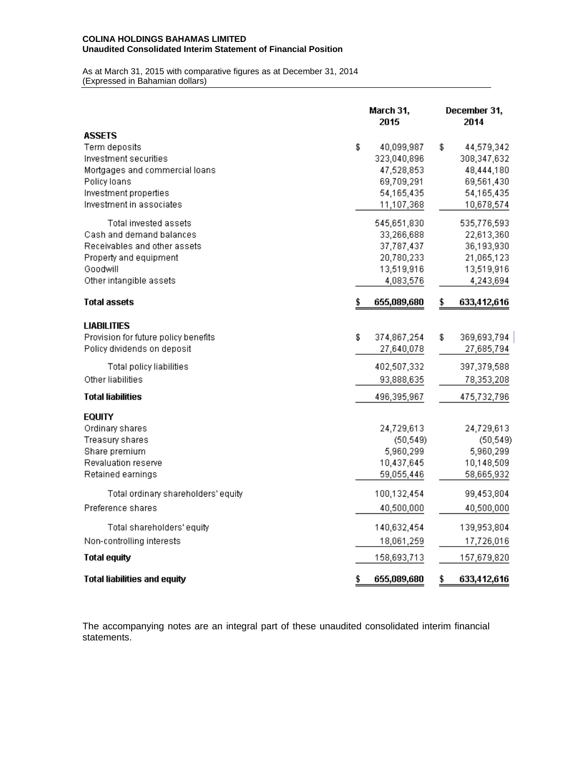**COLINA HOLDINGS BAHAMAS LIMITED**
**Unaudited Consolidated Interim Statement of Financial Position**

As at March 31, 2015 with comparative figures as at December 31, 2014
(Expressed in Bahamian dollars)

| | March 31, 2015 | December 31, 2014 |
|---|---|---|
| **ASSETS** | | |
| Term deposits | $ 40,099,987 | $ 44,579,342 |
| Investment securities | 323,040,896 | 308,347,632 |
| Mortgages and commercial loans | 47,528,853 | 48,444,180 |
| Policy loans | 69,709,291 | 69,561,430 |
| Investment properties | 54,165,435 | 54,165,435 |
| Investment in associates | 11,107,368 | 10,678,574 |
| Total invested assets | 545,651,830 | 535,776,593 |
| Cash and demand balances | 33,266,688 | 22,613,360 |
| Receivables and other assets | 37,787,437 | 36,193,930 |
| Property and equipment | 20,780,233 | 21,065,123 |
| Goodwill | 13,519,916 | 13,519,916 |
| Other intangible assets | 4,083,576 | 4,243,694 |
| **Total assets** | **$ 655,089,680** | **$ 633,412,616** |
| **LIABILITIES** | | |
| Provision for future policy benefits | $ 374,867,254 | $ 369,693,794 |
| Policy dividends on deposit | 27,640,078 | 27,685,794 |
| Total policy liabilities | 402,507,332 | 397,379,588 |
| Other liabilities | 93,888,635 | 78,353,208 |
| **Total liabilities** | 496,395,967 | 475,732,796 |
| **EQUITY** | | |
| Ordinary shares | 24,729,613 | 24,729,613 |
| Treasury shares | (50,549) | (50,549) |
| Share premium | 5,960,299 | 5,960,299 |
| Revaluation reserve | 10,437,645 | 10,148,509 |
| Retained earnings | 59,055,446 | 58,665,932 |
| Total ordinary shareholders' equity | 100,132,454 | 99,453,804 |
| Preference shares | 40,500,000 | 40,500,000 |
| Total shareholders' equity | 140,632,454 | 139,953,804 |
| Non-controlling interests | 18,061,259 | 17,726,016 |
| **Total equity** | 158,693,713 | 157,679,820 |
| **Total liabilities and equity** | **$ 655,089,680** | **$ 633,412,616** |

The accompanying notes are an integral part of these unaudited consolidated interim financial statements.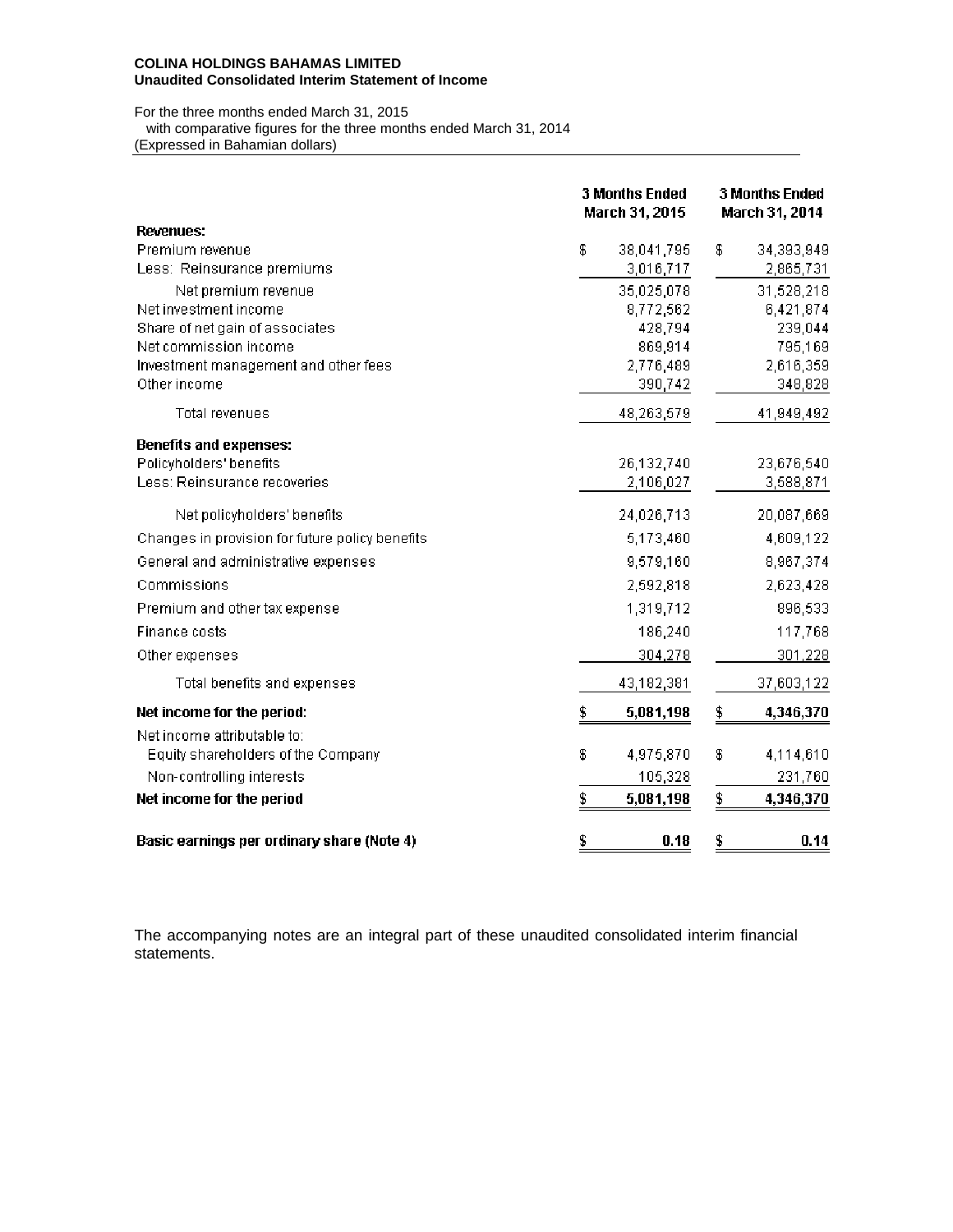**COLINA HOLDINGS BAHAMAS LIMITED**
**Unaudited Consolidated Interim Statement of Income**

For the three months ended March 31, 2015
with comparative figures for the three months ended March 31, 2014
(Expressed in Bahamian dollars)

| | 3 Months Ended March 31, 2015 | 3 Months Ended March 31, 2014 |
|---|---|---|
| **Revenues:** | | |
| Premium revenue | $ 38,041,795 | $ 34,393,949 |
| Less: Reinsurance premiums | 3,016,717 | 2,865,731 |
| Net premium revenue | 35,025,078 | 31,528,218 |
| Net investment income | 8,772,562 | 6,421,874 |
| Share of net gain of associates | 428,794 | 239,044 |
| Net commission income | 869,914 | 795,169 |
| Investment management and other fees | 2,776,489 | 2,616,359 |
| Other income | 390,742 | 348,828 |
| Total revenues | 48,263,579 | 41,949,492 |
| **Benefits and expenses:** | | |
| Policyholders' benefits | 26,132,740 | 23,676,540 |
| Less: Reinsurance recoveries | 2,106,027 | 3,588,871 |
| Net policyholders' benefits | 24,026,713 | 20,087,669 |
| Changes in provision for future policy benefits | 5,173,460 | 4,609,122 |
| General and administrative expenses | 9,579,160 | 8,967,374 |
| Commissions | 2,592,818 | 2,623,428 |
| Premium and other tax expense | 1,319,712 | 896,533 |
| Finance costs | 186,240 | 117,768 |
| Other expenses | 304,278 | 301,228 |
| Total benefits and expenses | 43,182,381 | 37,603,122 |
| **Net income for the period:** | **$ 5,081,198** | **$ 4,346,370** |
| Net income attributable to: | | |
| Equity shareholders of the Company | $ 4,975,870 | $ 4,114,610 |
| Non-controlling interests | 105,328 | 231,760 |
| **Net income for the period** | **$ 5,081,198** | **$ 4,346,370** |
| **Basic earnings per ordinary share (Note 4)** | **$ 0.18** | **$ 0.14** |

The accompanying notes are an integral part of these unaudited consolidated interim financial statements.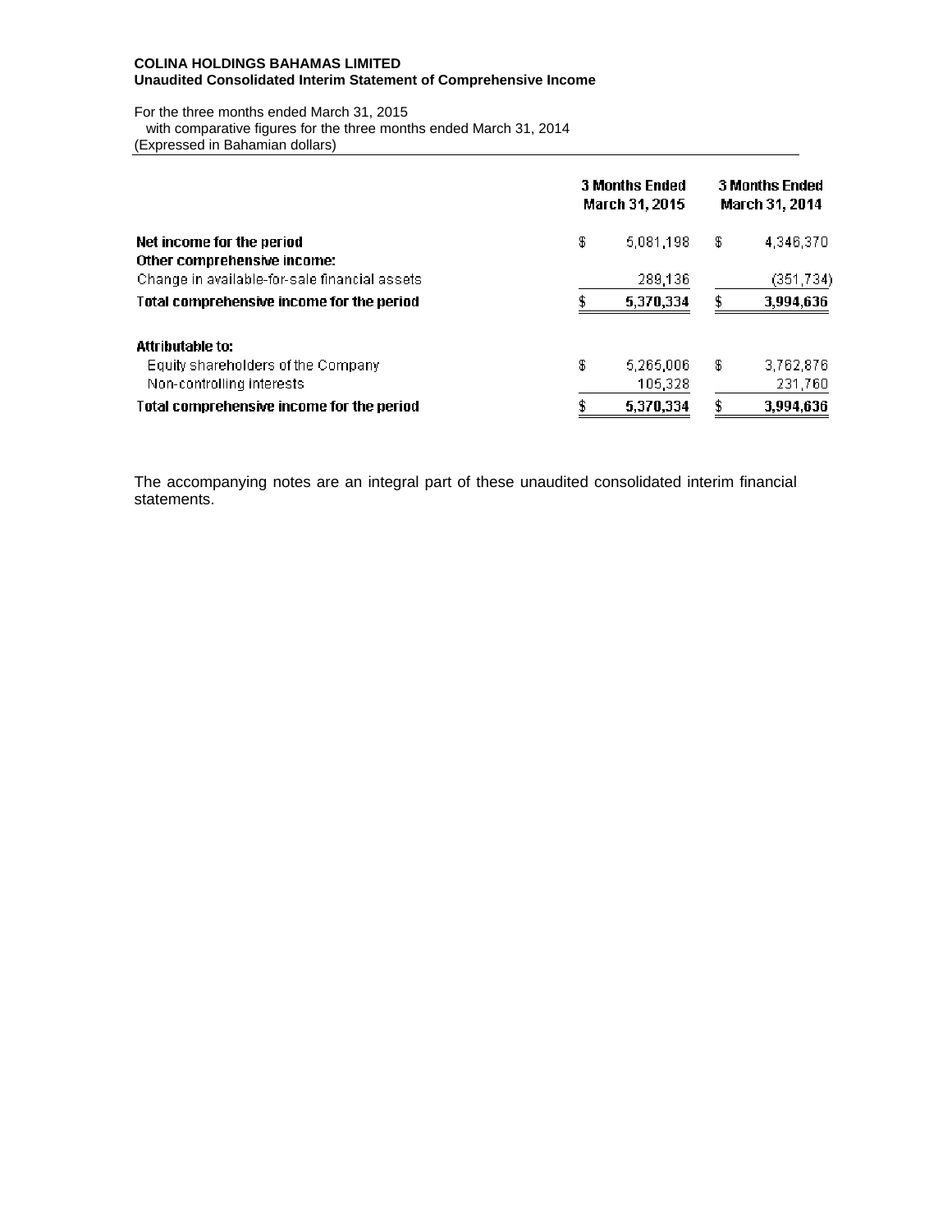**COLINA HOLDINGS BAHAMAS LIMITED**
**Unaudited Consolidated Interim Statement of Comprehensive Income**

For the three months ended March 31, 2015
with comparative figures for the three months ended March 31, 2014
(Expressed in Bahamian dollars)

| | 3 Months Ended March 31, 2015 | 3 Months Ended March 31, 2014 |
|---|---|---|
| **Net income for the period** | $ 5,081,198 | $ 4,346,370 |
| **Other comprehensive income:** | | |
| Change in available-for-sale financial assets | 289,136 | (351,734) |
| **Total comprehensive income for the period** | **$ 5,370,334** | **$ 3,994,636** |
| | | |
| **Attributable to:** | | |
| Equity shareholders of the Company | $ 5,265,006 | $ 3,762,876 |
| Non-controlling interests | 105,328 | 231,760 |
| **Total comprehensive income for the period** | **$ 5,370,334** | **$ 3,994,636** |

The accompanying notes are an integral part of these unaudited consolidated interim financial statements.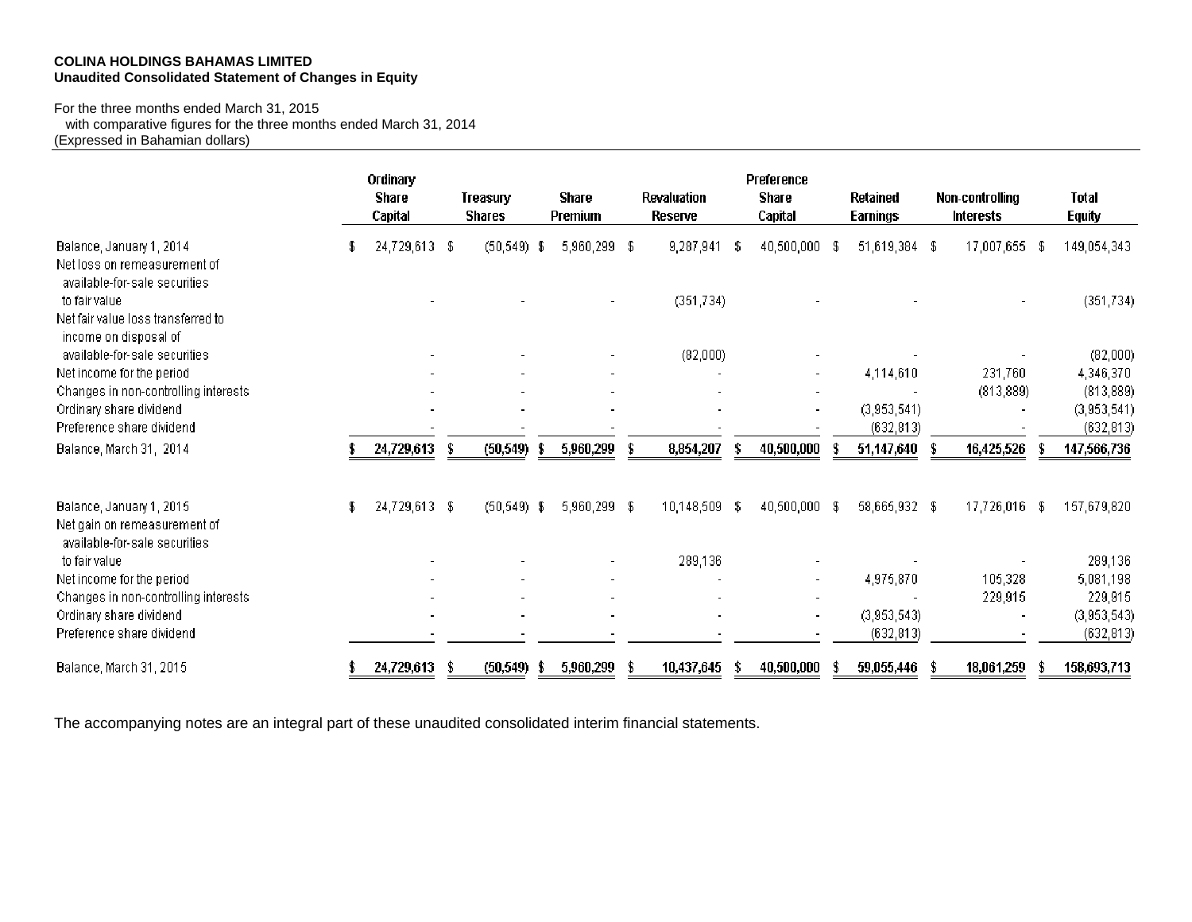**COLINA HOLDINGS BAHAMAS LIMITED**
**Unaudited Consolidated Statement of Changes in Equity**

For the three months ended March 31, 2015
with comparative figures for the three months ended March 31, 2014
(Expressed in Bahamian dollars)

| | Ordinary Share Capital | Treasury Shares | Share Premium | Revaluation Reserve | Preference Share Capital | Retained Earnings | Non-controlling Interests | Total Equity |
|---|---|---|---|---|---|---|---|---|
| Balance, January 1, 2014 | $ 24,729,613 | $ (50,549) | $ 5,960,299 | $ 9,287,941 | $ 40,500,000 | $ 51,619,384 | $ 17,007,655 | $ 149,054,343 |
| Net loss on remeasurement of available-for-sale securities to fair value | - | - | - | (351,734) | - | - | - | (351,734) |
| Net fair value loss transferred to income on disposal of available-for-sale securities | - | - | - | (82,000) | - | - | - | (82,000) |
| Net income for the period | - | - | - | - | - | 4,114,610 | 231,760 | 4,346,370 |
| Changes in non-controlling interests | - | - | - | - | - | - | (813,889) | (813,889) |
| Ordinary share dividend | - | - | - | - | - | (3,953,541) | - | (3,953,541) |
| Preference share dividend | - | - | - | - | - | (632,813) | - | (632,813) |
| Balance, March 31, 2014 | **$ 24,729,613** | **$ (50,549)** | **$ 5,960,299** | **$ 8,854,207** | **$ 40,500,000** | **$ 51,147,640** | **$ 16,425,526** | **$ 147,566,736** |
| | | | | | | | | |
| Balance, January 1, 2015 | $ 24,729,613 | $ (50,549) | $ 5,960,299 | $ 10,148,509 | $ 40,500,000 | $ 58,665,932 | $ 17,726,016 | $ 157,679,820 |
| Net gain on remeasurement of available-for-sale securities to fair value | - | - | - | 289,136 | - | - | - | 289,136 |
| Net income for the period | - | - | - | - | - | 4,975,870 | 105,328 | 5,081,198 |
| Changes in non-controlling interests | - | - | - | - | - | - | 229,915 | 229,915 |
| Ordinary share dividend | - | - | - | - | - | (3,953,543) | - | (3,953,543) |
| Preference share dividend | - | - | - | - | - | (632,813) | - | (632,813) |
| Balance, March 31, 2015 | **$ 24,729,613** | **$ (50,549)** | **$ 5,960,299** | **$ 10,437,645** | **$ 40,500,000** | **$ 59,055,446** | **$ 18,061,259** | **$ 158,693,713** |

The accompanying notes are an integral part of these unaudited consolidated interim financial statements.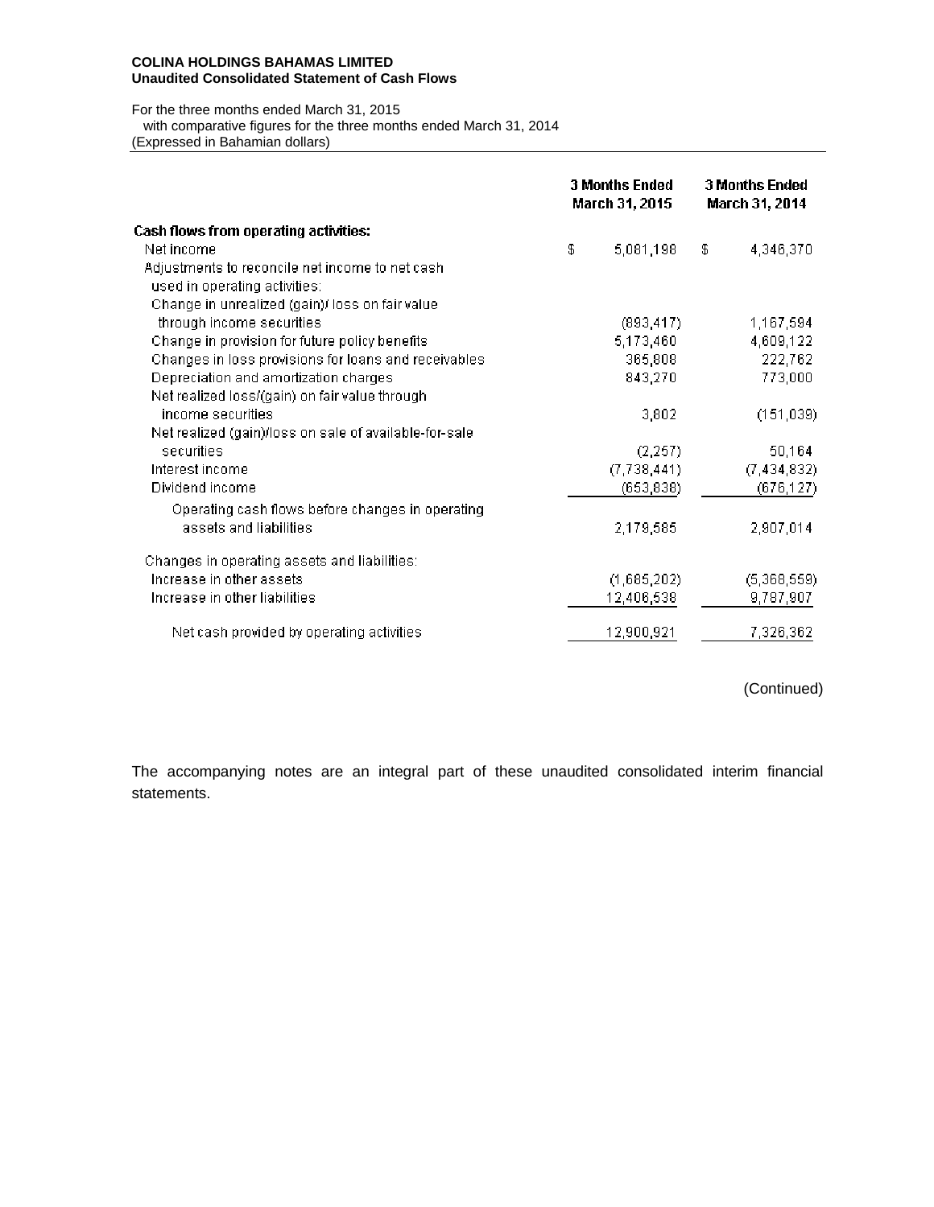**COLINA HOLDINGS BAHAMAS LIMITED**
**Unaudited Consolidated Statement of Cash Flows**

For the three months ended March 31, 2015
with comparative figures for the three months ended March 31, 2014
(Expressed in Bahamian dollars)

| | 3 Months Ended March 31, 2015 | 3 Months Ended March 31, 2014 |
|---|---|---|
| **Cash flows from operating activities:** | | |
| Net income | $ 5,081,198 | $ 4,346,370 |
| Adjustments to reconcile net income to net cash used in operating activities: | | |
| Change in unrealized (gain)/ loss on fair value through income securities | (893,417) | 1,167,594 |
| Change in provision for future policy benefits | 5,173,460 | 4,609,122 |
| Changes in loss provisions for loans and receivables | 365,808 | 222,762 |
| Depreciation and amortization charges | 843,270 | 773,000 |
| Net realized loss/(gain) on fair value through income securities | 3,802 | (151,039) |
| Net realized (gain)/loss on sale of available-for-sale securities | (2,257) | 50,164 |
| Interest income | (7,738,441) | (7,434,832) |
| Dividend income | (653,838) | (676,127) |
| Operating cash flows before changes in operating assets and liabilities | 2,179,585 | 2,907,014 |
| Changes in operating assets and liabilities: | | |
| Increase in other assets | (1,685,202) | (5,368,559) |
| Increase in other liabilities | 12,406,538 | 9,787,907 |
| Net cash provided by operating activities | 12,900,921 | 7,326,362 |

(Continued)

The accompanying notes are an integral part of these unaudited consolidated interim financial statements.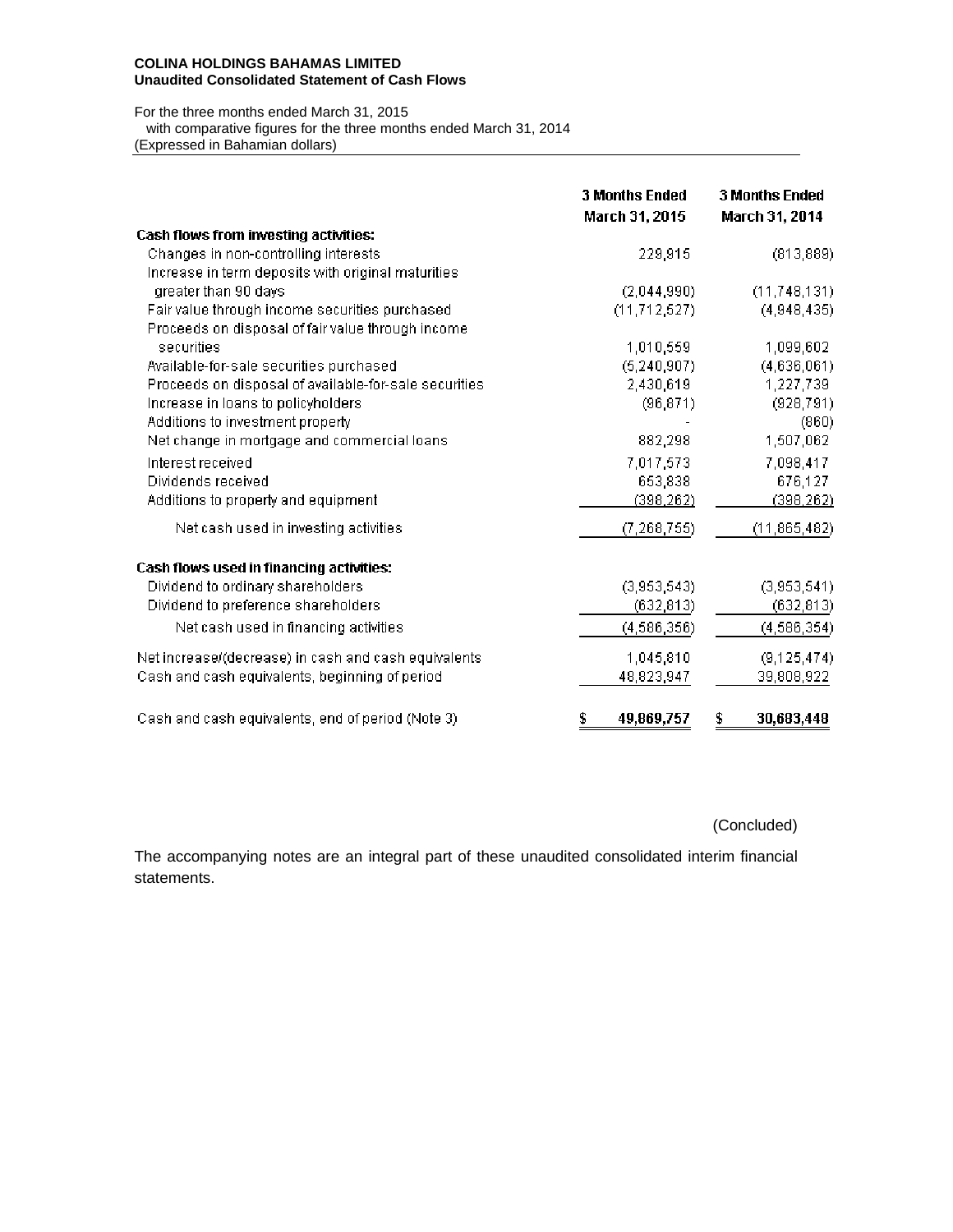**COLINA HOLDINGS BAHAMAS LIMITED**
**Unaudited Consolidated Statement of Cash Flows**

For the three months ended March 31, 2015
with comparative figures for the three months ended March 31, 2014
(Expressed in Bahamian dollars)

| | 3 Months Ended March 31, 2015 | 3 Months Ended March 31, 2014 |
|---|---|---|
| **Cash flows from investing activities:** | | |
| Changes in non-controlling interests | 229,915 | (813,889) |
| Increase in term deposits with original maturities greater than 90 days | (2,044,990) | (11,748,131) |
| Fair value through income securities purchased | (11,712,527) | (4,948,435) |
| Proceeds on disposal of fair value through income securities | 1,010,559 | 1,099,602 |
| Available-for-sale securities purchased | (5,240,907) | (4,636,061) |
| Proceeds on disposal of available-for-sale securities | 2,430,619 | 1,227,739 |
| Increase in loans to policyholders | (96,871) | (928,791) |
| Additions to investment property | - | (860) |
| Net change in mortgage and commercial loans | 882,298 | 1,507,062 |
| Interest received | 7,017,573 | 7,098,417 |
| Dividends received | 653,838 | 676,127 |
| Additions to property and equipment | (398,262) | (398,262) |
| Net cash used in investing activities | (7,268,755) | (11,865,482) |
| **Cash flows used in financing activities:** | | |
| Dividend to ordinary shareholders | (3,953,543) | (3,953,541) |
| Dividend to preference shareholders | (632,813) | (632,813) |
| Net cash used in financing activities | (4,586,356) | (4,586,354) |
| Net increase/(decrease) in cash and cash equivalents | 1,045,810 | (9,125,474) |
| Cash and cash equivalents, beginning of period | 48,823,947 | 39,808,922 |
| Cash and cash equivalents, end of period (Note 3) | $ 49,869,757 | $ 30,683,448 |

(Concluded)

The accompanying notes are an integral part of these unaudited consolidated interim financial statements.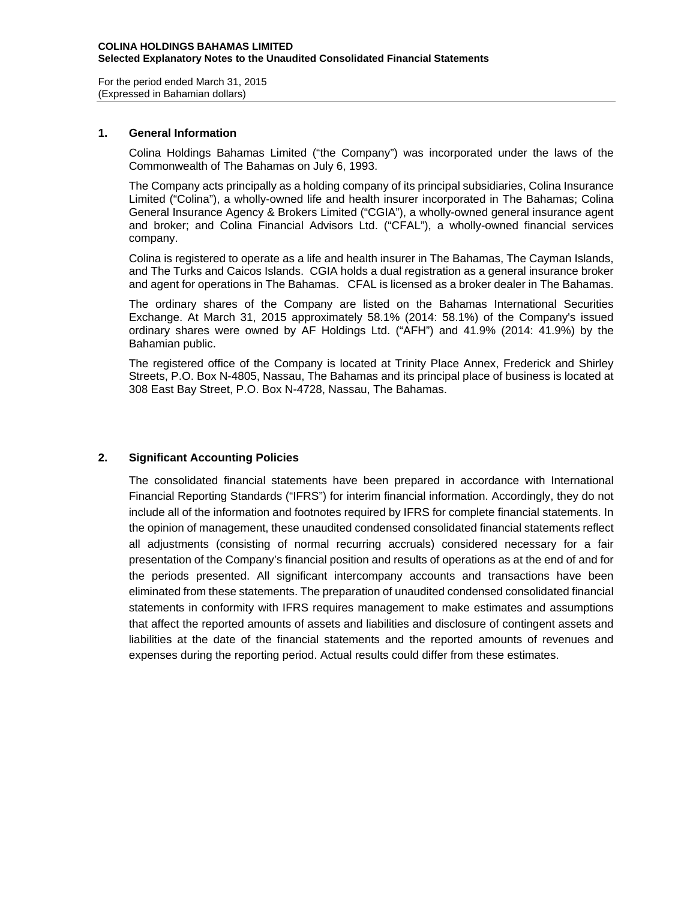**COLINA HOLDINGS BAHAMAS LIMITED**
**Selected Explanatory Notes to the Unaudited Consolidated Financial Statements**

For the period ended March 31, 2015
(Expressed in Bahamian dollars)

## 1. General Information

Colina Holdings Bahamas Limited ("the Company") was incorporated under the laws of the Commonwealth of The Bahamas on July 6, 1993.

The Company acts principally as a holding company of its principal subsidiaries, Colina Insurance Limited ("Colina"), a wholly-owned life and health insurer incorporated in The Bahamas; Colina General Insurance Agency & Brokers Limited ("CGIA"), a wholly-owned general insurance agent and broker; and Colina Financial Advisors Ltd. ("CFAL"), a wholly-owned financial services company.

Colina is registered to operate as a life and health insurer in The Bahamas, The Cayman Islands, and The Turks and Caicos Islands. CGIA holds a dual registration as a general insurance broker and agent for operations in The Bahamas. CFAL is licensed as a broker dealer in The Bahamas.

The ordinary shares of the Company are listed on the Bahamas International Securities Exchange. At March 31, 2015 approximately 58.1% (2014: 58.1%) of the Company's issued ordinary shares were owned by AF Holdings Ltd. ("AFH") and 41.9% (2014: 41.9%) by the Bahamian public.

The registered office of the Company is located at Trinity Place Annex, Frederick and Shirley Streets, P.O. Box N-4805, Nassau, The Bahamas and its principal place of business is located at 308 East Bay Street, P.O. Box N-4728, Nassau, The Bahamas.

## 2. Significant Accounting Policies

The consolidated financial statements have been prepared in accordance with International Financial Reporting Standards ("IFRS") for interim financial information. Accordingly, they do not include all of the information and footnotes required by IFRS for complete financial statements. In the opinion of management, these unaudited condensed consolidated financial statements reflect all adjustments (consisting of normal recurring accruals) considered necessary for a fair presentation of the Company's financial position and results of operations as at the end of and for the periods presented. All significant intercompany accounts and transactions have been eliminated from these statements. The preparation of unaudited condensed consolidated financial statements in conformity with IFRS requires management to make estimates and assumptions that affect the reported amounts of assets and liabilities and disclosure of contingent assets and liabilities at the date of the financial statements and the reported amounts of revenues and expenses during the reporting period. Actual results could differ from these estimates.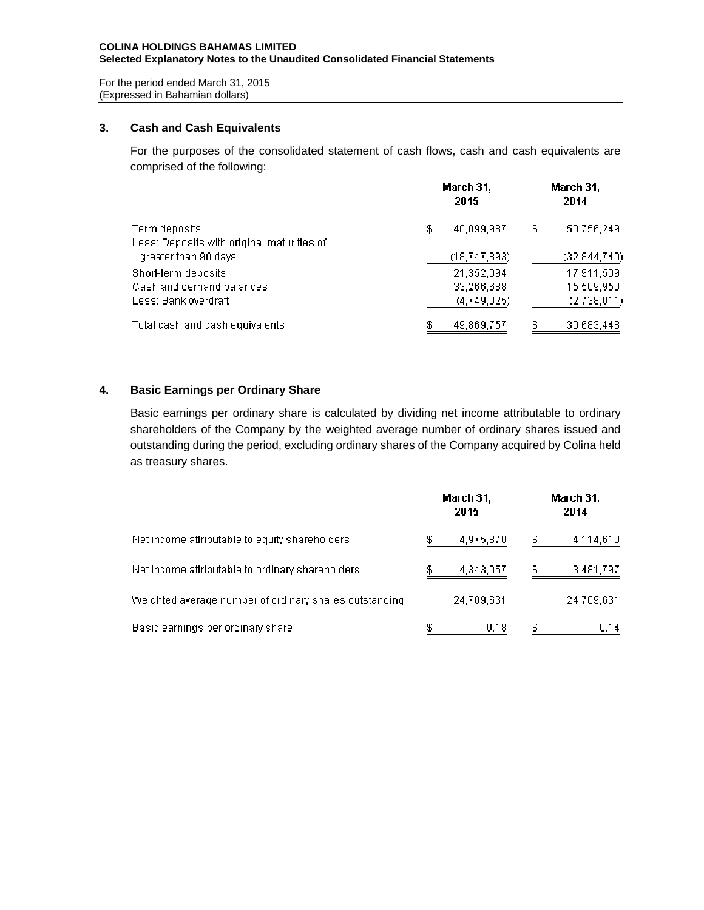**COLINA HOLDINGS BAHAMAS LIMITED**
**Selected Explanatory Notes to the Unaudited Consolidated Financial Statements**

For the period ended March 31, 2015
(Expressed in Bahamian dollars)

### 3. Cash and Cash Equivalents

For the purposes of the consolidated statement of cash flows, cash and cash equivalents are comprised of the following:

| | March 31, 2015 | March 31, 2014 |
|---|---|---|
| Term deposits | $ 40,099,987 | $ 50,756,249 |
| Less: Deposits with original maturities of greater than 90 days | (18,747,893) | (32,844,740) |
| Short-term deposits | 21,352,094 | 17,911,509 |
| Cash and demand balances | 33,266,688 | 15,509,950 |
| Less: Bank overdraft | (4,749,025) | (2,738,011) |
| Total cash and cash equivalents | $ 49,869,757 | $ 30,683,448 |

### 4. Basic Earnings per Ordinary Share

Basic earnings per ordinary share is calculated by dividing net income attributable to ordinary shareholders of the Company by the weighted average number of ordinary shares issued and outstanding during the period, excluding ordinary shares of the Company acquired by Colina held as treasury shares.

| | March 31, 2015 | March 31, 2014 |
|---|---|---|
| Net income attributable to equity shareholders | $ 4,975,870 | $ 4,114,610 |
| Net income attributable to ordinary shareholders | $ 4,343,057 | $ 3,481,797 |
| Weighted average number of ordinary shares outstanding | 24,709,631 | 24,709,631 |
| Basic earnings per ordinary share | $ 0.18 | $ 0.14 |